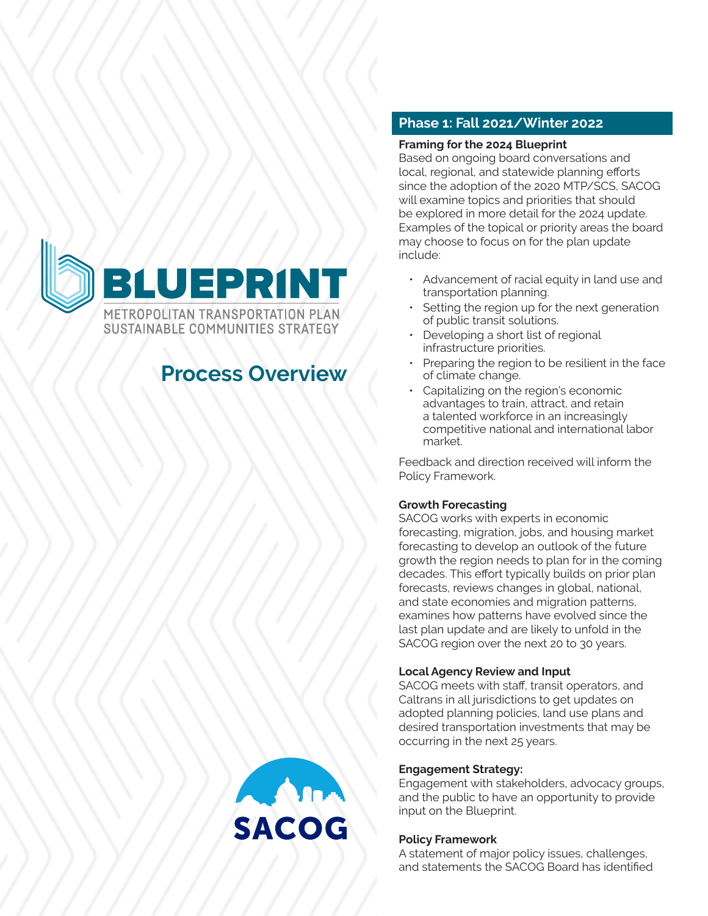# BLUEPRINT

METROPOLITAN TRANSPORTATION PLAN
SUSTAINABLE COMMUNITIES STRATEGY

## Process Overview

SACOG

## Phase 1: Fall 2021/Winter 2022

**Framing for the 2024 Blueprint**

Based on ongoing board conversations and local, regional, and statewide planning efforts since the adoption of the 2020 MTP/SCS, SACOG will examine topics and priorities that should be explored in more detail for the 2024 update. Examples of the topical or priority areas the board may choose to focus on for the plan update include:

- Advancement of racial equity in land use and transportation planning.
- Setting the region up for the next generation of public transit solutions.
- Developing a short list of regional infrastructure priorities.
- Preparing the region to be resilient in the face of climate change.
- Capitalizing on the region's economic advantages to train, attract, and retain a talented workforce in an increasingly competitive national and international labor market.

Feedback and direction received will inform the Policy Framework.

**Growth Forecasting**

SACOG works with experts in economic forecasting, migration, jobs, and housing market forecasting to develop an outlook of the future growth the region needs to plan for in the coming decades. This effort typically builds on prior plan forecasts, reviews changes in global, national, and state economies and migration patterns, examines how patterns have evolved since the last plan update and are likely to unfold in the SACOG region over the next 20 to 30 years.

**Local Agency Review and Input**

SACOG meets with staff, transit operators, and Caltrans in all jurisdictions to get updates on adopted planning policies, land use plans and desired transportation investments that may be occurring in the next 25 years.

**Engagement Strategy:**

Engagement with stakeholders, advocacy groups, and the public to have an opportunity to provide input on the Blueprint.

**Policy Framework**

A statement of major policy issues, challenges, and statements the SACOG Board has identified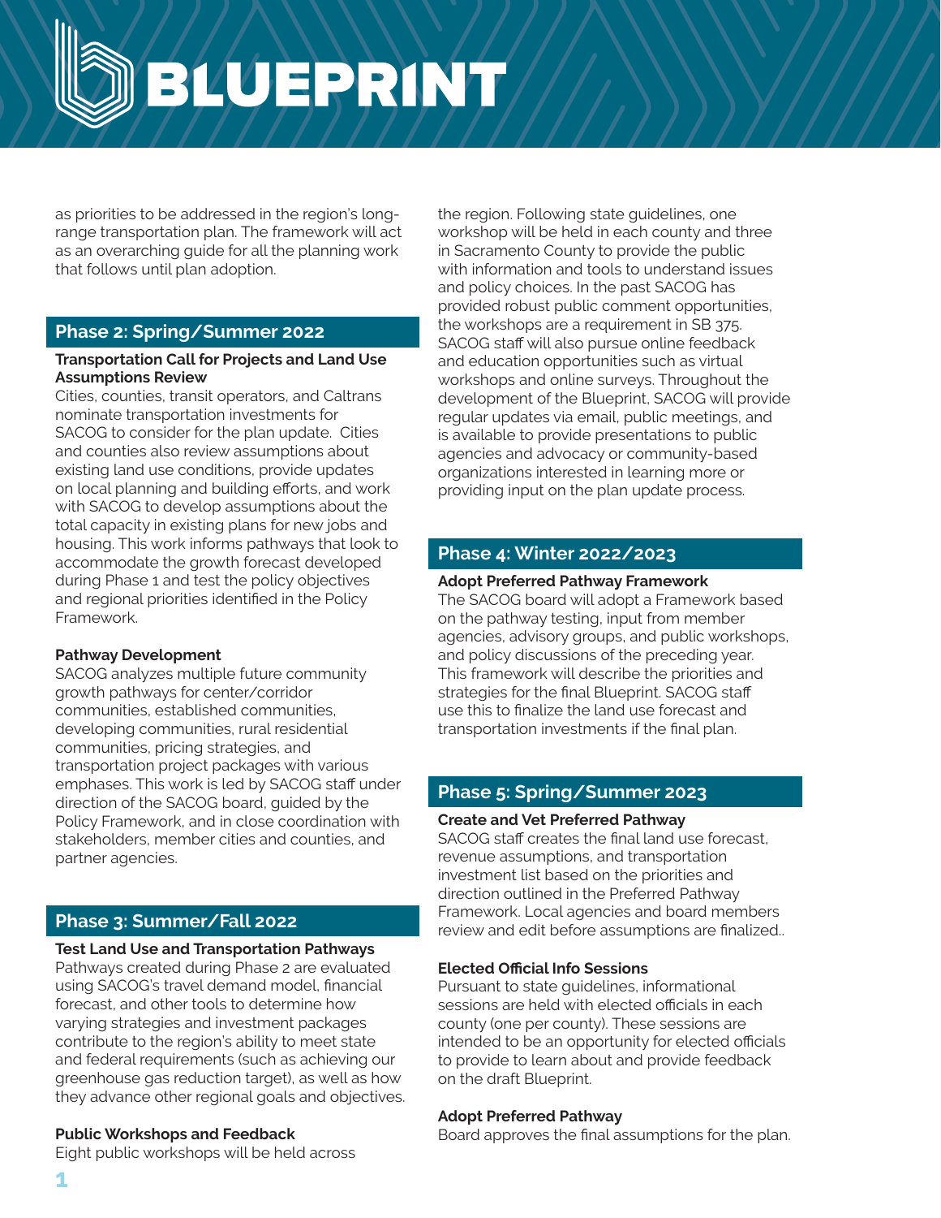as priorities to be addressed in the region's long-range transportation plan. The framework will act as an overarching guide for all the planning work that follows until plan adoption.

## Phase 2: Spring/Summer 2022

**Transportation Call for Projects and Land Use Assumptions Review**

Cities, counties, transit operators, and Caltrans nominate transportation investments for SACOG to consider for the plan update. Cities and counties also review assumptions about existing land use conditions, provide updates on local planning and building efforts, and work with SACOG to develop assumptions about the total capacity in existing plans for new jobs and housing. This work informs pathways that look to accommodate the growth forecast developed during Phase 1 and test the policy objectives and regional priorities identified in the Policy Framework.

**Pathway Development**

SACOG analyzes multiple future community growth pathways for center/corridor communities, established communities, developing communities, rural residential communities, pricing strategies, and transportation project packages with various emphases. This work is led by SACOG staff under direction of the SACOG board, guided by the Policy Framework, and in close coordination with stakeholders, member cities and counties, and partner agencies.

## Phase 3: Summer/Fall 2022

**Test Land Use and Transportation Pathways**

Pathways created during Phase 2 are evaluated using SACOG's travel demand model, financial forecast, and other tools to determine how varying strategies and investment packages contribute to the region's ability to meet state and federal requirements (such as achieving our greenhouse gas reduction target), as well as how they advance other regional goals and objectives.

**Public Workshops and Feedback**

Eight public workshops will be held across the region. Following state guidelines, one workshop will be held in each county and three in Sacramento County to provide the public with information and tools to understand issues and policy choices. In the past SACOG has provided robust public comment opportunities, the workshops are a requirement in SB 375. SACOG staff will also pursue online feedback and education opportunities such as virtual workshops and online surveys. Throughout the development of the Blueprint, SACOG will provide regular updates via email, public meetings, and is available to provide presentations to public agencies and advocacy or community-based organizations interested in learning more or providing input on the plan update process.

## Phase 4: Winter 2022/2023

**Adopt Preferred Pathway Framework**

The SACOG board will adopt a Framework based on the pathway testing, input from member agencies, advisory groups, and public workshops, and policy discussions of the preceding year. This framework will describe the priorities and strategies for the final Blueprint. SACOG staff use this to finalize the land use forecast and transportation investments if the final plan.

## Phase 5: Spring/Summer 2023

**Create and Vet Preferred Pathway**

SACOG staff creates the final land use forecast, revenue assumptions, and transportation investment list based on the priorities and direction outlined in the Preferred Pathway Framework. Local agencies and board members review and edit before assumptions are finalized..

**Elected Official Info Sessions**

Pursuant to state guidelines, informational sessions are held with elected officials in each county (one per county). These sessions are intended to be an opportunity for elected officials to provide to learn about and provide feedback on the draft Blueprint.

**Adopt Preferred Pathway**

Board approves the final assumptions for the plan.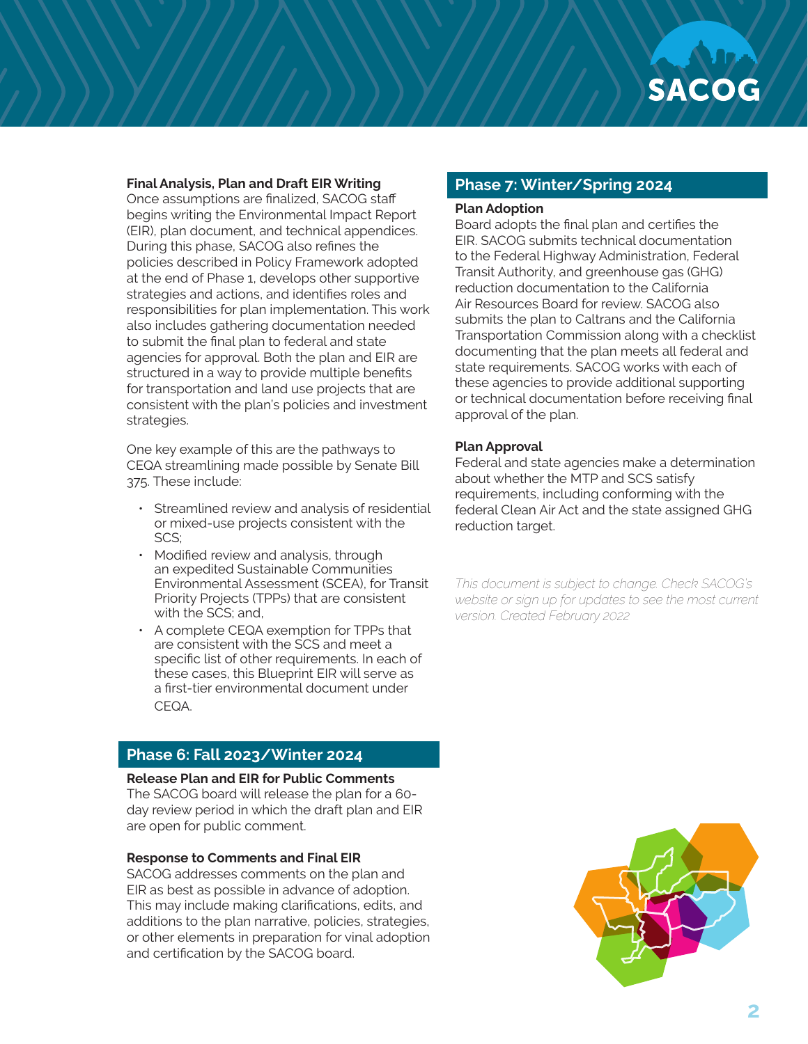### Final Analysis, Plan and Draft EIR Writing

Once assumptions are finalized, SACOG staff begins writing the Environmental Impact Report (EIR), plan document, and technical appendices. During this phase, SACOG also refines the policies described in Policy Framework adopted at the end of Phase 1, develops other supportive strategies and actions, and identifies roles and responsibilities for plan implementation. This work also includes gathering documentation needed to submit the final plan to federal and state agencies for approval. Both the plan and EIR are structured in a way to provide multiple benefits for transportation and land use projects that are consistent with the plan's policies and investment strategies.

One key example of this are the pathways to CEQA streamlining made possible by Senate Bill 375. These include:

- Streamlined review and analysis of residential or mixed-use projects consistent with the SCS;
- Modified review and analysis, through an expedited Sustainable Communities Environmental Assessment (SCEA), for Transit Priority Projects (TPPs) that are consistent with the SCS; and,
- A complete CEQA exemption for TPPs that are consistent with the SCS and meet a specific list of other requirements. In each of these cases, this Blueprint EIR will serve as a first-tier environmental document under CEQA.

## Phase 6: Fall 2023/Winter 2024

### Release Plan and EIR for Public Comments

The SACOG board will release the plan for a 60-day review period in which the draft plan and EIR are open for public comment.

### Response to Comments and Final EIR

SACOG addresses comments on the plan and EIR as best as possible in advance of adoption. This may include making clarifications, edits, and additions to the plan narrative, policies, strategies, or other elements in preparation for vinal adoption and certification by the SACOG board.

## Phase 7: Winter/Spring 2024

### Plan Adoption

Board adopts the final plan and certifies the EIR. SACOG submits technical documentation to the Federal Highway Administration, Federal Transit Authority, and greenhouse gas (GHG) reduction documentation to the California Air Resources Board for review. SACOG also submits the plan to Caltrans and the California Transportation Commission along with a checklist documenting that the plan meets all federal and state requirements. SACOG works with each of these agencies to provide additional supporting or technical documentation before receiving final approval of the plan.

### Plan Approval

Federal and state agencies make a determination about whether the MTP and SCS satisfy requirements, including conforming with the federal Clean Air Act and the state assigned GHG reduction target.

*This document is subject to change. Check SACOG's website or sign up for updates to see the most current version. Created February 2022*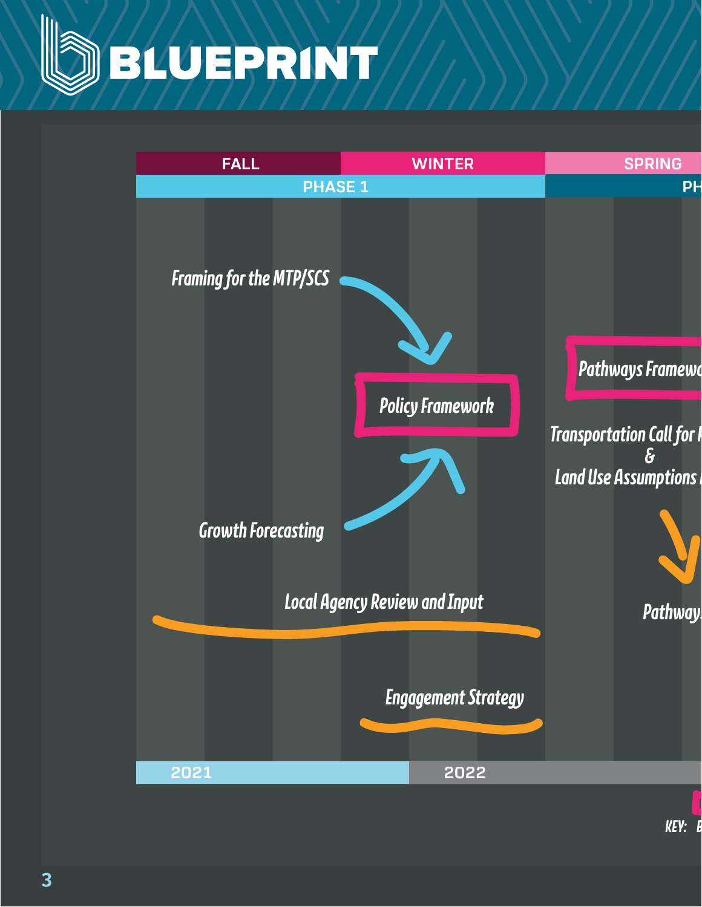# BLUEPRINT

| FALL | WINTER | SPRING |
|---|---|---|
| PHASE 1 | | PH |

*Framing for the MTP/SCS*

*Policy Framework*

*Growth Forecasting*

*Local Agency Review and Input*

*Engagement Strategy*

*Pathways Framewo*

*Transportation Call for P*
*&*
*Land Use Assumptions I*

*Pathway*

2021 | 2022

*KEY: B*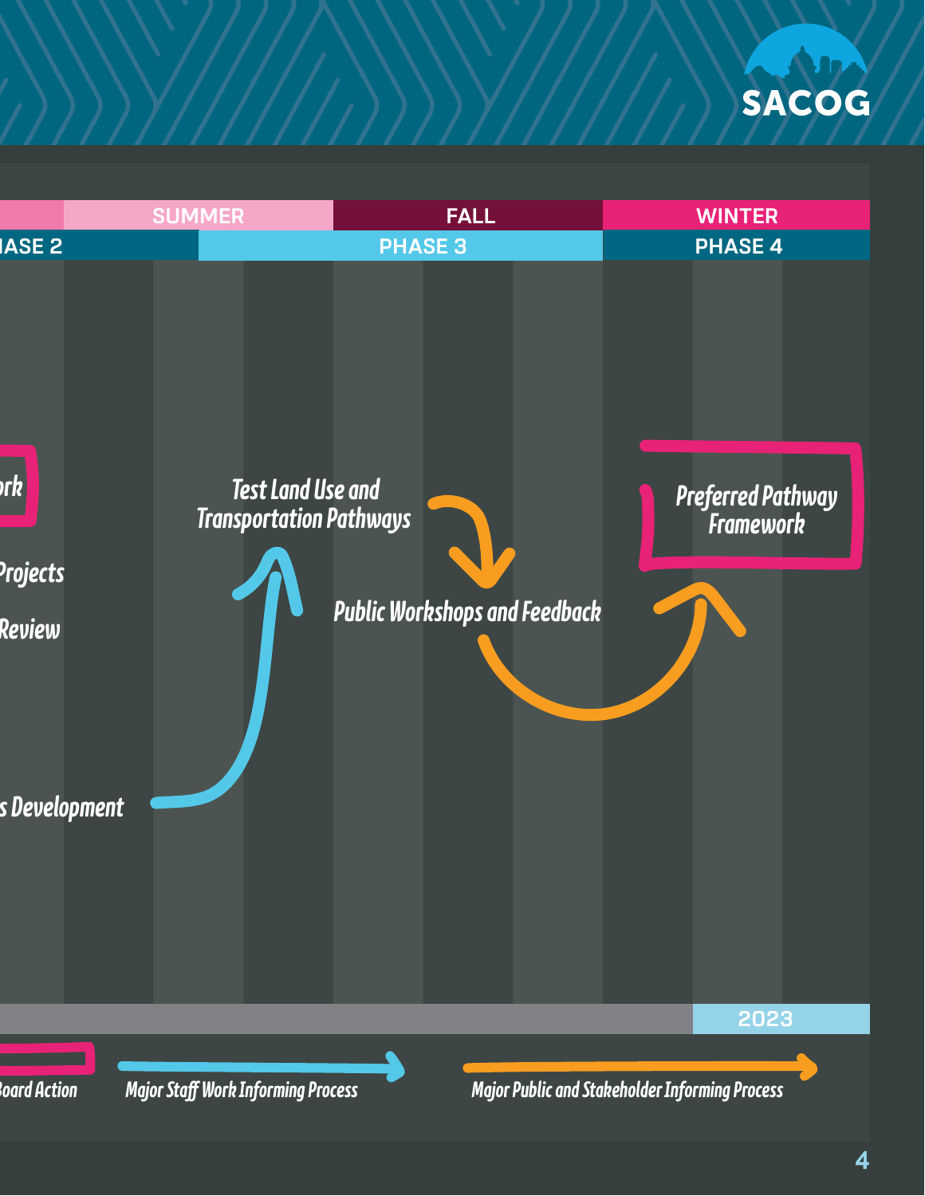| SUMMER | FALL | WINTER |
| --- | --- | --- |
| ASE 2 / PHASE 3 | PHASE 3 | PHASE 4 |

ork

Projects

Review

s Development

*Test Land Use and Transportation Pathways*

*Public Workshops and Feedback*

*Preferred Pathway Framework*

2023

*Board Action*

*Major Staff Work Informing Process*

*Major Public and Stakeholder Informing Process*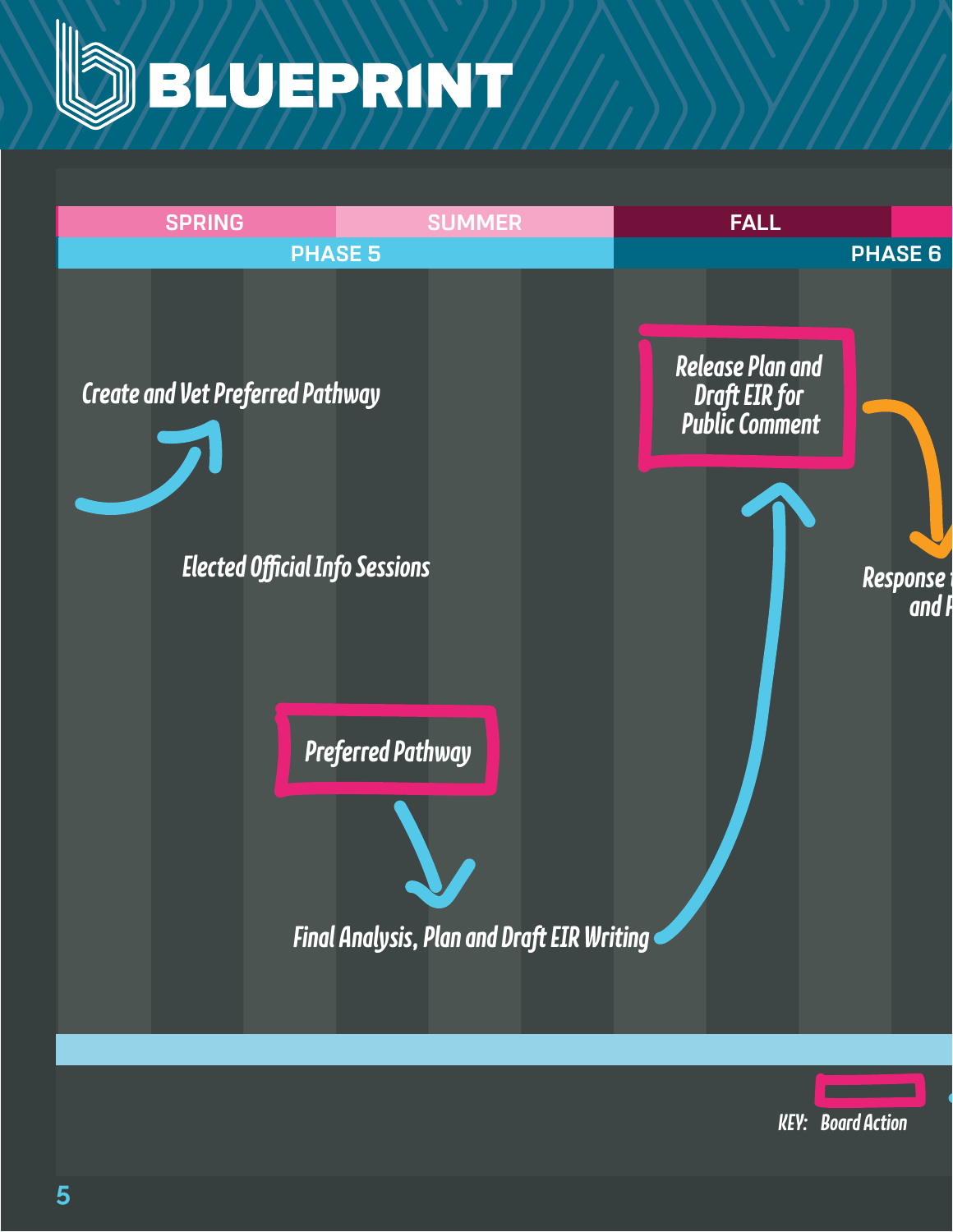# BLUEPRINT

| SPRING | SUMMER | FALL |
|---|---|---|
| PHASE 5 | | PHASE 6 |

*Create and Vet Preferred Pathway*

*Elected Official Info Sessions*

*Preferred Pathway*

*Final Analysis, Plan and Draft EIR Writing*

*Release Plan and Draft EIR for Public Comment*

*Response ... and ...*

*KEY: Board Action*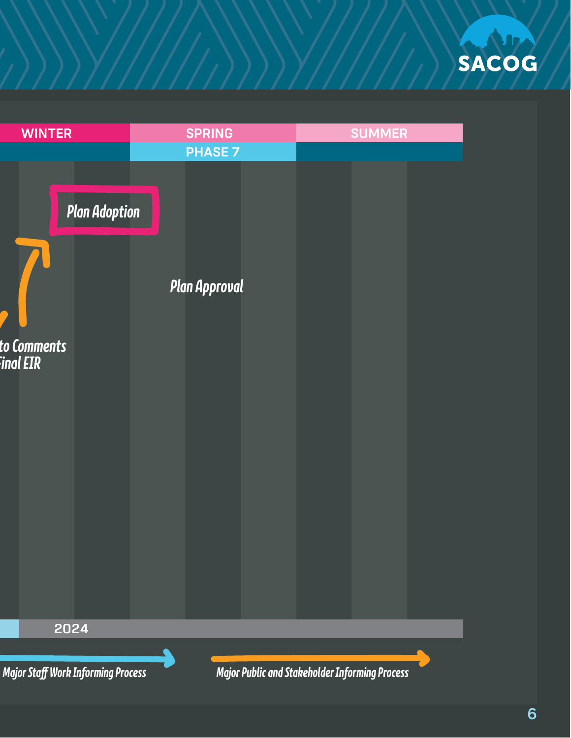WINTER

SPRING

SUMMER

PHASE 7

Plan Adoption

Plan Approval

to Comments
Final EIR

2024

Major Staff Work Informing Process

Major Public and Stakeholder Informing Process